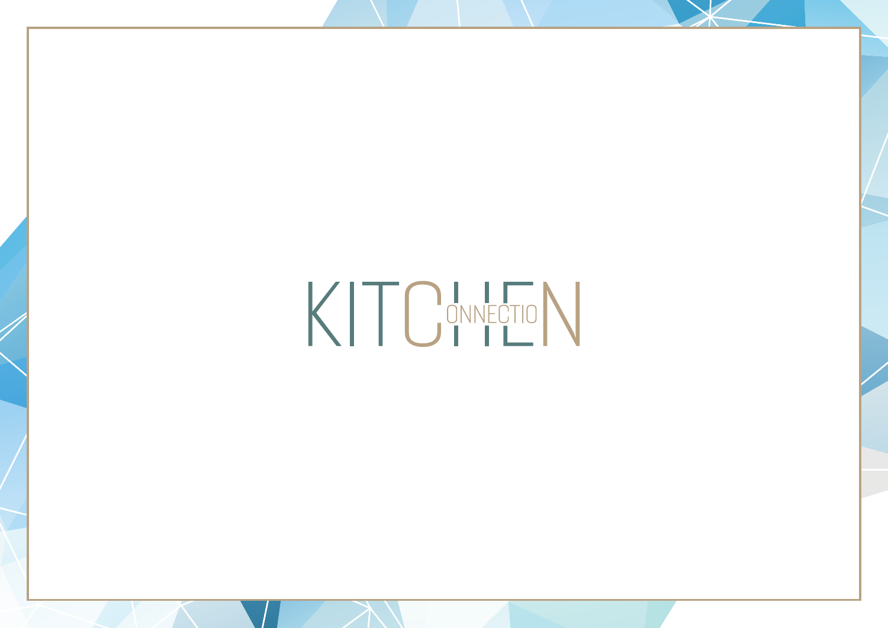# KITCHEN CONNECTION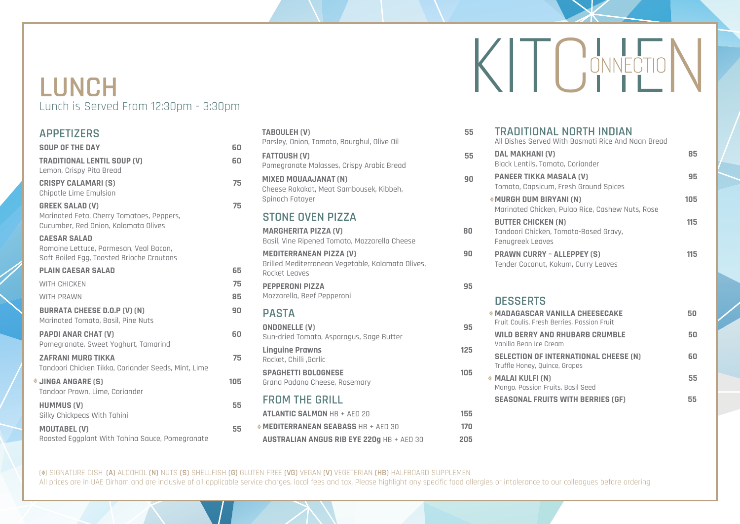# KITCHEN CONNECTION

## LUNCH

Lunch is Served From 12:30pm - 3:30pm

### APPETIZERS

**SOUP OF THE DAY** 60

**TRADITIONAL LENTIL SOUP (V)** 60
Lemon, Crispy Pita Bread

**CRISPY CALAMARI (S)** 75
Chipotle Lime Emulsion

**GREEK SALAD (V)** 75
Marinated Feta, Cherry Tomatoes, Peppers, Cucumber, Red Onion, Kalamata Olives

**CAESAR SALAD**
Romaine Lettuce, Parmesan, Veal Bacon, Soft Boiled Egg, Toasted Brioche Croutons

**PLAIN CAESAR SALAD** 65

WITH CHICKEN 75

WITH PRAWN 85

**BURRATA CHEESE D.O.P (V) (N)** 90
Marinated Tomato, Basil, Pine Nuts

**PAPDI ANAR CHAT (V)** 60
Pomegranate, Sweet Yoghurt, Tamarind

**ZAFRANI MURG TIKKA** 75
Tandoori Chicken Tikka, Coriander Seeds, Mint, Lime

(◊) **JINGA ANGARE (S)** 105
Tandoor Prawn, Lime, Coriander

**HUMMUS (V)** 55
Silky Chickpeas With Tahini

**MOUTABEL (V)** 55
Roasted Eggplant With Tahina Sauce, Pomegranate

**TABOULEH (V)** 55
Parsley, Onion, Tomato, Bourghul, Olive Oil

**FATTOUSH (V)** 55
Pomegranate Molasses, Crispy Arabic Bread

**MIXED MOUAAJANAT (N)** 90
Cheese Rakakat, Meat Sambousek, Kibbeh, Spinach Fatayer

### STONE OVEN PIZZA

**MARGHERITA PIZZA (V)** 80
Basil, Vine Ripened Tomato, Mozzarella Cheese

**MEDITERRANEAN PIZZA (V)** 90
Grilled Mediterranean Vegetable, Kalamata Olives, Rocket Leaves

**PEPPERONI PIZZA** 95
Mozzarella, Beef Pepperoni

### PASTA

**ONDONELLE (V)** 95
Sun-dried Tomato, Asparagus, Sage Butter

**Linguine Prawns** 125
Rocket, Chilli ,Garlic

**SPAGHETTI BOLOGNESE** 105
Grana Padano Cheese, Rosemary

### FROM THE GRILL

**ATLANTIC SALMON** HB + AED 20 155

(◊) **MEDITERRANEAN SEABASS** HB + AED 30 170

**AUSTRALIAN ANGUS RIB EYE 220g** HB + AED 30 205

### TRADITIONAL NORTH INDIAN

All Dishes Served With Basmati Rice And Naan Bread

**DAL MAKHANI (V)** 85
Black Lentils, Tomato, Coriander

**PANEER TIKKA MASALA (V)** 95
Tomato, Capsicum, Fresh Ground Spices

(◊) **MURGH DUM BIRYANI (N)** 105
Marinated Chicken, Pulao Rice, Cashew Nuts, Rose

**BUTTER CHICKEN (N)** 115
Tandoori Chicken, Tomato-Based Gravy, Fenugreek Leaves

**PRAWN CURRY - ALLEPPEY (S)** 115
Tender Coconut, Kokum, Curry Leaves

### DESSERTS

(◊) **MADAGASCAR VANILLA CHEESECAKE** 50
Fruit Coulis, Fresh Berries, Passion Fruit

**WILD BERRY AND RHUBARB CRUMBLE** 50
Vanilla Bean Ice Cream

**SELECTION OF INTERNATIONAL CHEESE (N)** 60
Truffle Honey, Quince, Grapes

(◊) **MALAI KULFI (N)** 55
Mango, Passion Fruits, Basil Seed

**SEASONAL FRUITS WITH BERRIES (GF)** 55

(◊) SIGNATURE DISH (A) ALCOHOL (N) NUTS (S) SHELLFISH (G) GLUTEN FREE (VG) VEGAN (V) VEGETERIAN (HB) HALFBOARD SUPPLEMEN

All prices are in UAE Dirham and are inclusive of all applicable service charges, local fees and tax. Please highlight any specific food allergies or intolerance to our colleagues before ordering